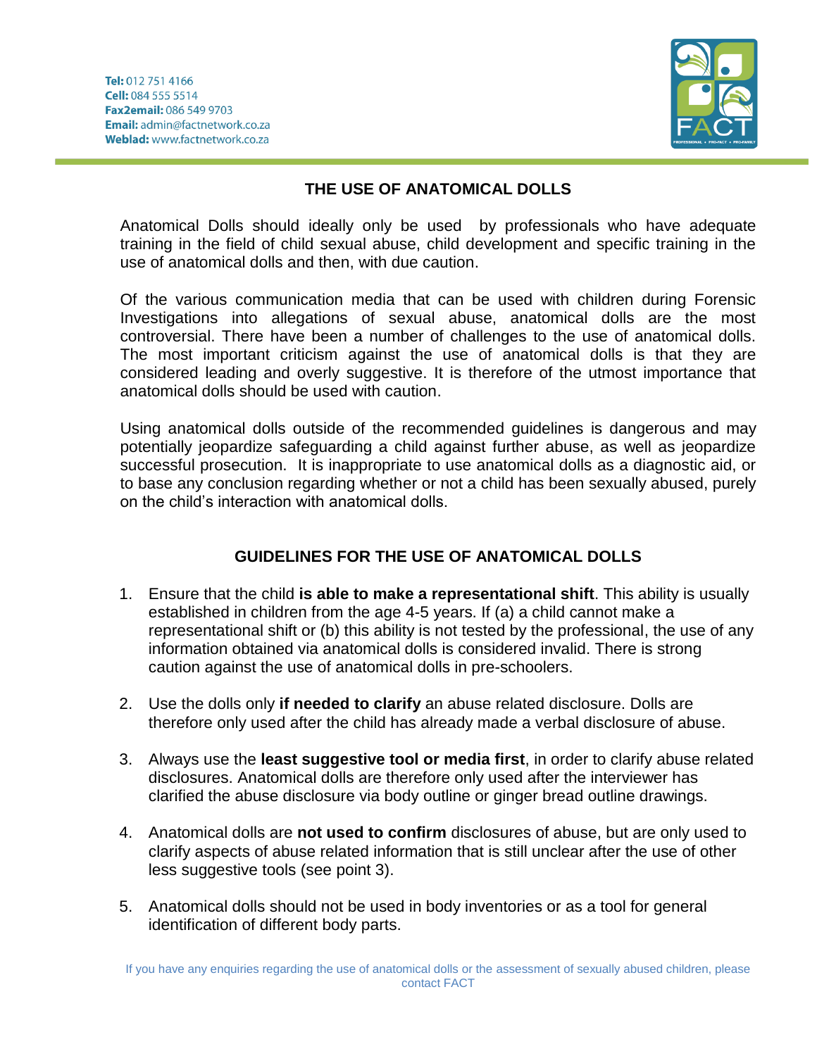Tel: 012 751 4166
Cell: 084 555 5514
Fax2email: 086 549 9703
Email: admin@factnetwork.co.za
Weblad: www.factnetwork.co.za

## THE USE OF ANATOMICAL DOLLS

Anatomical Dolls should ideally only be used by professionals who have adequate training in the field of child sexual abuse, child development and specific training in the use of anatomical dolls and then, with due caution.

Of the various communication media that can be used with children during Forensic Investigations into allegations of sexual abuse, anatomical dolls are the most controversial. There have been a number of challenges to the use of anatomical dolls. The most important criticism against the use of anatomical dolls is that they are considered leading and overly suggestive. It is therefore of the utmost importance that anatomical dolls should be used with caution.

Using anatomical dolls outside of the recommended guidelines is dangerous and may potentially jeopardize safeguarding a child against further abuse, as well as jeopardize successful prosecution. It is inappropriate to use anatomical dolls as a diagnostic aid, or to base any conclusion regarding whether or not a child has been sexually abused, purely on the child's interaction with anatomical dolls.

## GUIDELINES FOR THE USE OF ANATOMICAL DOLLS

1. Ensure that the child **is able to make a representational shift**. This ability is usually established in children from the age 4-5 years. If (a) a child cannot make a representational shift or (b) this ability is not tested by the professional, the use of any information obtained via anatomical dolls is considered invalid. There is strong caution against the use of anatomical dolls in pre-schoolers.

2. Use the dolls only **if needed to clarify** an abuse related disclosure. Dolls are therefore only used after the child has already made a verbal disclosure of abuse.

3. Always use the **least suggestive tool or media first**, in order to clarify abuse related disclosures. Anatomical dolls are therefore only used after the interviewer has clarified the abuse disclosure via body outline or ginger bread outline drawings.

4. Anatomical dolls are **not used to confirm** disclosures of abuse, but are only used to clarify aspects of abuse related information that is still unclear after the use of other less suggestive tools (see point 3).

5. Anatomical dolls should not be used in body inventories or as a tool for general identification of different body parts.

If you have any enquiries regarding the use of anatomical dolls or the assessment of sexually abused children, please contact FACT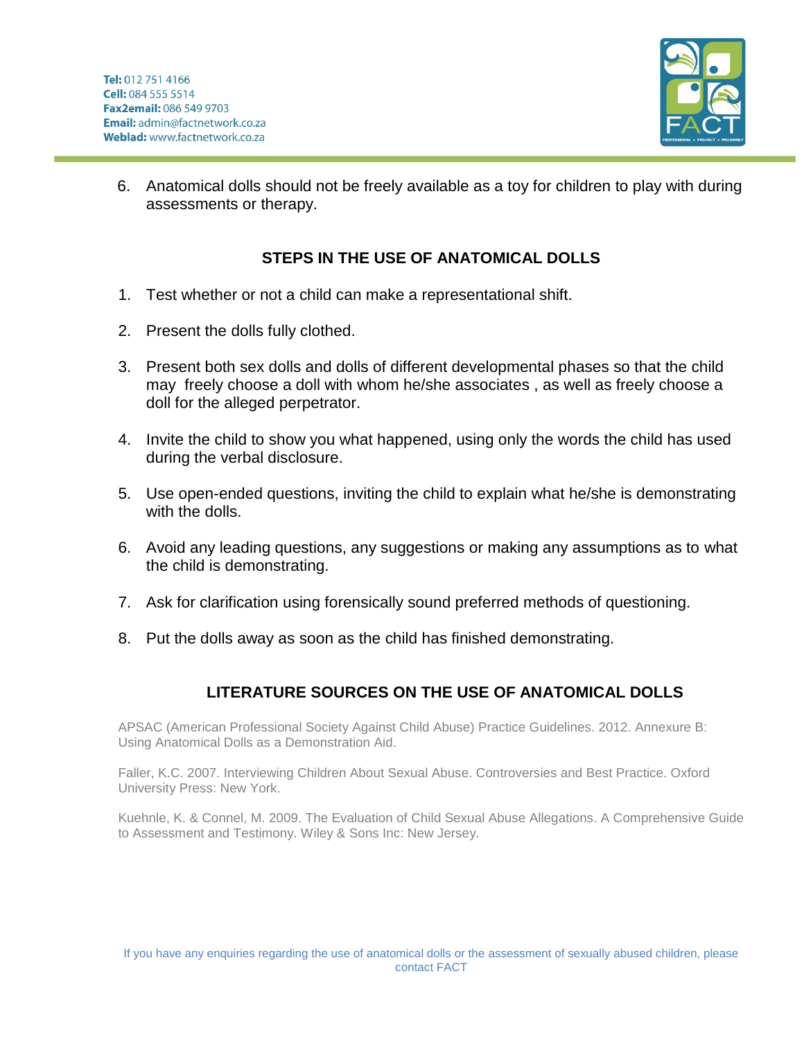6. Anatomical dolls should not be freely available as a toy for children to play with during assessments or therapy.

## STEPS IN THE USE OF ANATOMICAL DOLLS

1. Test whether or not a child can make a representational shift.
2. Present the dolls fully clothed.
3. Present both sex dolls and dolls of different developmental phases so that the child may freely choose a doll with whom he/she associates , as well as freely choose a doll for the alleged perpetrator.
4. Invite the child to show you what happened, using only the words the child has used during the verbal disclosure.
5. Use open-ended questions, inviting the child to explain what he/she is demonstrating with the dolls.
6. Avoid any leading questions, any suggestions or making any assumptions as to what the child is demonstrating.
7. Ask for clarification using forensically sound preferred methods of questioning.
8. Put the dolls away as soon as the child has finished demonstrating.

## LITERATURE SOURCES ON THE USE OF ANATOMICAL DOLLS

APSAC (American Professional Society Against Child Abuse) Practice Guidelines. 2012. Annexure B: Using Anatomical Dolls as a Demonstration Aid.

Faller, K.C. 2007. Interviewing Children About Sexual Abuse. Controversies and Best Practice. Oxford University Press: New York.

Kuehnle, K. & Connel, M. 2009. The Evaluation of Child Sexual Abuse Allegations. A Comprehensive Guide to Assessment and Testimony. Wiley & Sons Inc: New Jersey.

If you have any enquiries regarding the use of anatomical dolls or the assessment of sexually abused children, please contact FACT